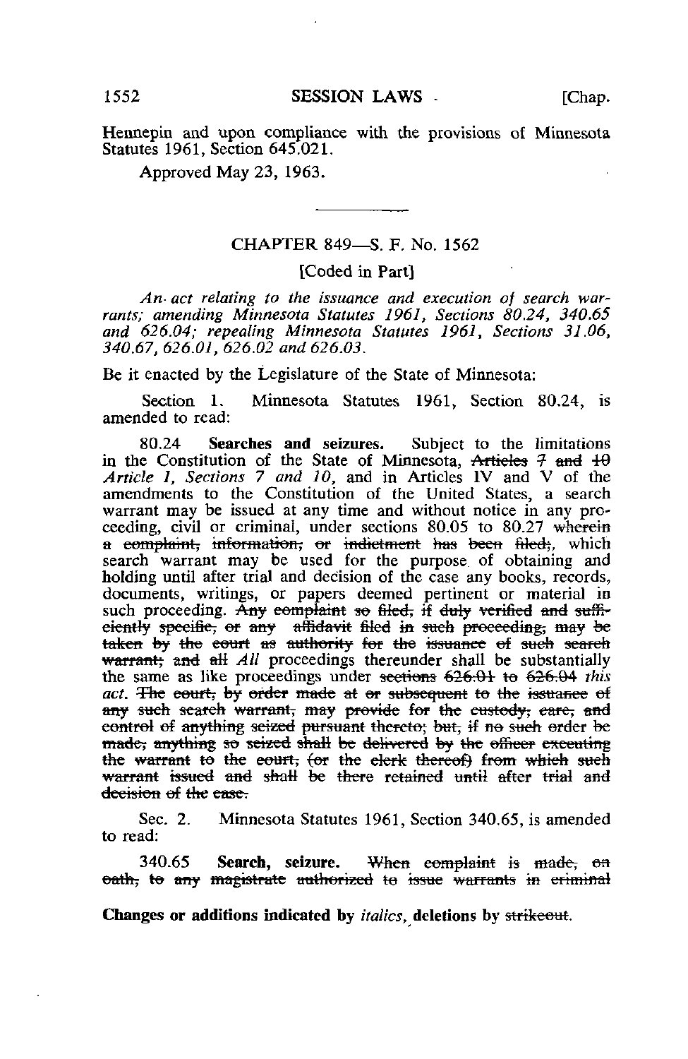Hennepin and upon compliance with the provisions of Minnesota Statutes 1961, Section 645.021.

Approved May 23, 1963.

---

## CHAPTER 849—S. F. No. 1562

[Coded in Part]

*An act relating to the issuance and execution of search warrants; amending Minnesota Statutes 1961, Sections 80.24, 340.65 and 626.04; repealing Minnesota Statutes 1961, Sections 31.06, 340.67, 626.01, 626.02 and 626.03.*

Be it enacted by the Legislature of the State of Minnesota:

Section 1. Minnesota Statutes 1961, Section 80.24, is amended to read:

80.24 **Searches and seizures.** Subject to the limitations in the Constitution of the State of Minnesota, ~~Articles 7 and 10~~ *Article I, Sections 7 and 10,* and in Articles IV and V of the amendments to the Constitution of the United States, a search warrant may be issued at any time and without notice in any proceeding, civil or criminal, under sections 80.05 to 80.27 ~~wherein a complaint, information, or indictment has been filed;~~, which search warrant may be used for the purpose of obtaining and holding until after trial and decision of the case any books, records, documents, writings, or papers deemed pertinent or material in such proceeding. ~~Any complaint so filed, if duly verified and sufficiently specific, or any affidavit filed in such proceeding, may be taken by the court as authority for the issuance of such search warrant; and all~~ *All* proceedings thereunder shall be substantially the same as like proceedings under ~~sections 626.01 to 626.04~~ *this act.* ~~The court, by order made at or subsequent to the issuance of any such search warrant, may provide for the custody, care, and control of anything seized pursuant thereto; but, if no such order be made, anything so seized shall be delivered by the officer executing the warrant to the court, (or the clerk thereof) from which such warrant issued and shall be there retained until after trial and decision of the case.~~

Sec. 2. Minnesota Statutes 1961, Section 340.65, is amended to read:

340.65 **Search, seizure.** ~~When complaint is made, on oath, to any magistrate authorized to issue warrants in criminal~~

**Changes or additions indicated by** *italics*, **deletions by** ~~strikeout~~.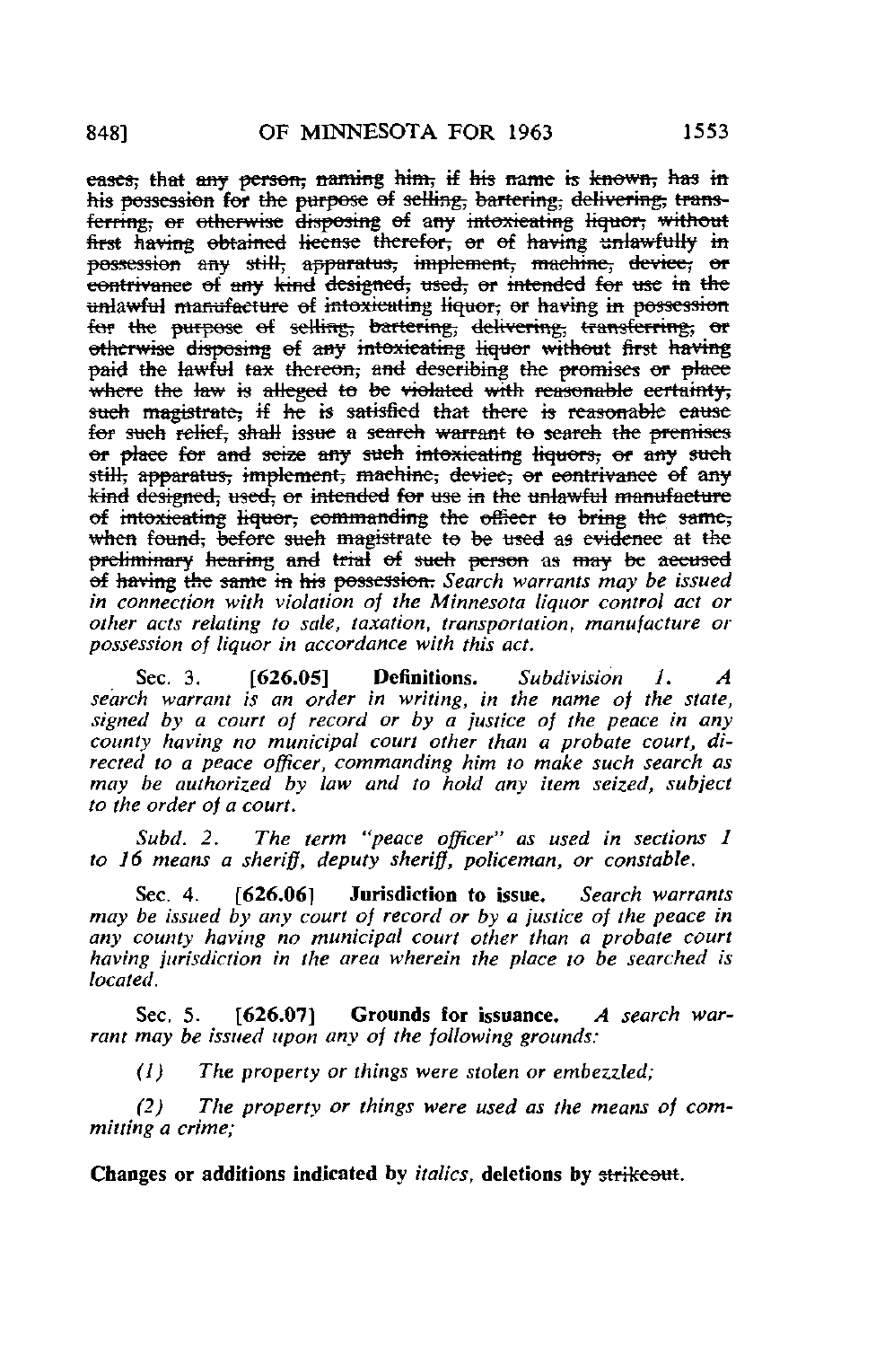~~cases; that any person, naming him, if his name is known, has in his possession for the purpose of selling, bartering, delivering, transferring, or otherwise disposing of any intoxicating liquor, without first having obtained license therefor, or of having unlawfully in possession any still, apparatus, implement, machine, device, or contrivance of any kind designed, used, or intended for use in the unlawful manufacture of intoxicating liquor, or having in possession for the purpose of selling, bartering, delivering, transferring, or otherwise disposing of any intoxicating liquor without first having paid the lawful tax thereon, and describing the promises or place where the law is alleged to be violated with reasonable certainty, such magistrate, if he is satisfied that there is reasonable cause for such relief, shall issue a search warrant to search the premises or place for and seize any such intoxicating liquors, or any such still, apparatus, implement, machine, device, or contrivance of any kind designed, used, or intended for use in the unlawful manufacture of intoxicating liquor, commanding the officer to bring the same, when found, before such magistrate to be used as evidence at the preliminary hearing and trial of such person as may be accused of having the same in his possession.~~ *Search warrants may be issued in connection with violation of the Minnesota liquor control act or other acts relating to sale, taxation, transportation, manufacture or possession of liquor in accordance with this act.*

Sec. 3. [626.05] **Definitions.** *Subdivision 1. A search warrant is an order in writing, in the name of the state, signed by a court of record or by a justice of the peace in any county having no municipal court other than a probate court, directed to a peace officer, commanding him to make such search as may be authorized by law and to hold any item seized, subject to the order of a court.*

*Subd. 2. The term "peace officer" as used in sections 1 to 16 means a sheriff, deputy sheriff, policeman, or constable.*

Sec. 4. [626.06] **Jurisdiction to issue.** *Search warrants may be issued by any court of record or by a justice of the peace in any county having no municipal court other than a probate court having jurisdiction in the area wherein the place to be searched is located.*

Sec. 5. [626.07] **Grounds for issuance.** *A search warrant may be issued upon any of the following grounds:*

*(1) The property or things were stolen or embezzled;*

*(2) The property or things were used as the means of committing a crime;*

**Changes or additions indicated by** *italics*, **deletions by** ~~strikeout~~.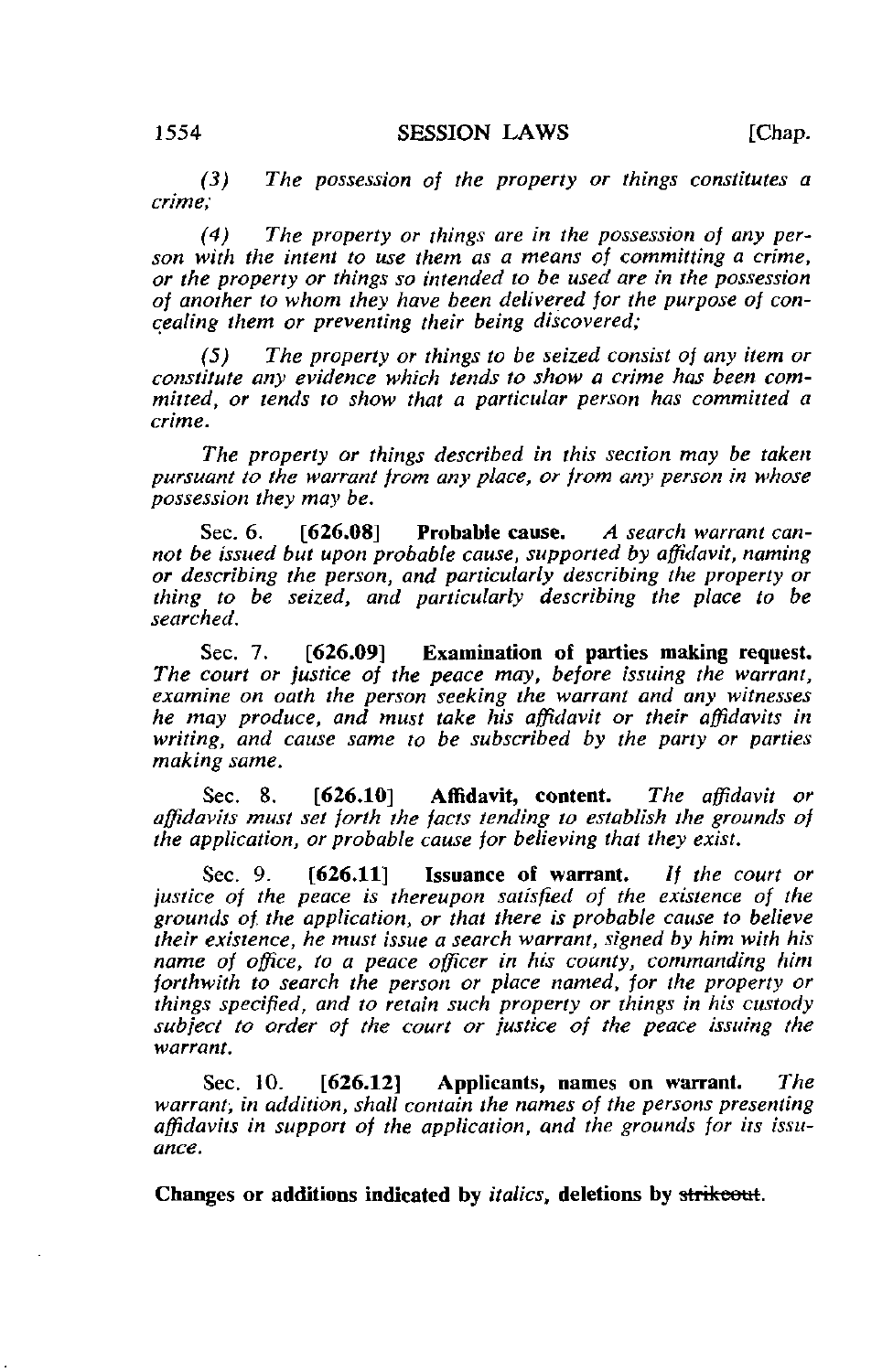*(3) The possession of the property or things constitutes a crime;*

*(4) The property or things are in the possession of any person with the intent to use them as a means of committing a crime, or the property or things so intended to be used are in the possession of another to whom they have been delivered for the purpose of concealing them or preventing their being discovered;*

*(5) The property or things to be seized consist of any item or constitute any evidence which tends to show a crime has been committed, or tends to show that a particular person has committed a crime.*

*The property or things described in this section may be taken pursuant to the warrant from any place, or from any person in whose possession they may be.*

Sec. 6. **[626.08] Probable cause.** *A search warrant cannot be issued but upon probable cause, supported by affidavit, naming or describing the person, and particularly describing the property or thing to be seized, and particularly describing the place to be searched.*

Sec. 7. **[626.09] Examination of parties making request.** *The court or justice of the peace may, before issuing the warrant, examine on oath the person seeking the warrant and any witnesses he may produce, and must take his affidavit or their affidavits in writing, and cause same to be subscribed by the party or parties making same.*

Sec. 8. **[626.10] Affidavit, content.** *The affidavit or affidavits must set forth the facts tending to establish the grounds of the application, or probable cause for believing that they exist.*

Sec. 9. **[626.11] Issuance of warrant.** *If the court or justice of the peace is thereupon satisfied of the existence of the grounds of the application, or that there is probable cause to believe their existence, he must issue a search warrant, signed by him with his name of office, to a peace officer in his county, commanding him forthwith to search the person or place named, for the property or things specified, and to retain such property or things in his custody subject to order of the court or justice of the peace issuing the warrant.*

Sec. 10. **[626.12] Applicants, names on warrant.** *The warrant, in addition, shall contain the names of the persons presenting affidavits in support of the application, and the grounds for its issuance.*

**Changes or additions indicated by *italics*, deletions by ~~strikeout~~.**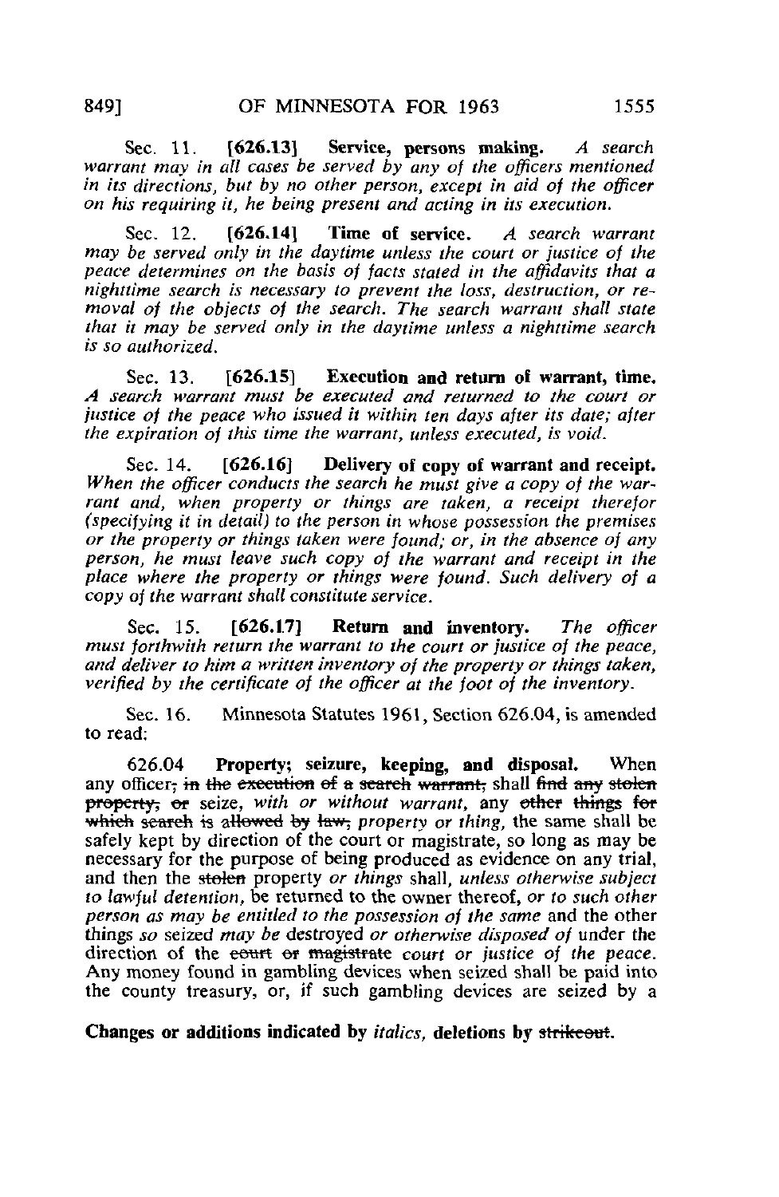Sec. 11. **[626.13] Service, persons making.** *A search warrant may in all cases be served by any of the officers mentioned in its directions, but by no other person, except in aid of the officer on his requiring it, he being present and acting in its execution.*

Sec. 12. **[626.14] Time of service.** *A search warrant may be served only in the daytime unless the court or justice of the peace determines on the basis of facts stated in the affidavits that a nighttime search is necessary to prevent the loss, destruction, or removal of the objects of the search. The search warrant shall state that it may be served only in the daytime unless a nighttime search is so authorized.*

Sec. 13. **[626.15] Execution and return of warrant, time.** *A search warrant must be executed and returned to the court or justice of the peace who issued it within ten days after its date; after the expiration of this time the warrant, unless executed, is void.*

Sec. 14. **[626.16] Delivery of copy of warrant and receipt.** *When the officer conducts the search he must give a copy of the warrant and, when property or things are taken, a receipt therefor (specifying it in detail) to the person in whose possession the premises or the property or things taken were found; or, in the absence of any person, he must leave such copy of the warrant and receipt in the place where the property or things were found. Such delivery of a copy of the warrant shall constitute service.*

Sec. 15. **[626.17] Return and inventory.** *The officer must forthwith return the warrant to the court or justice of the peace, and deliver to him a written inventory of the property or things taken, verified by the certificate of the officer at the foot of the inventory.*

Sec. 16. Minnesota Statutes 1961, Section 626.04, is amended to read:

626.04 **Property; seizure, keeping, and disposal.** When any officer~~, in the execution of a search warrant,~~ shall ~~find any stolen property, or~~ seize, *with or without warrant,* any ~~other things for which search is allowed by law,~~ *property or thing,* the same shall be safely kept by direction of the court or magistrate, so long as may be necessary for the purpose of being produced as evidence on any trial, and then the ~~stolen~~ property *or things* shall, *unless otherwise subject to lawful detention,* be returned to the owner thereof, *or to such other person as may be entitled to the possession of the same* and the other things *so* seized *may be* destroyed *or otherwise disposed of* under the direction of the ~~court or magistrate~~ *court or justice of the peace.* Any money found in gambling devices when seized shall be paid into the county treasury, or, if such gambling devices are seized by a

**Changes or additions indicated by** *italics*, **deletions by** ~~strikeout~~.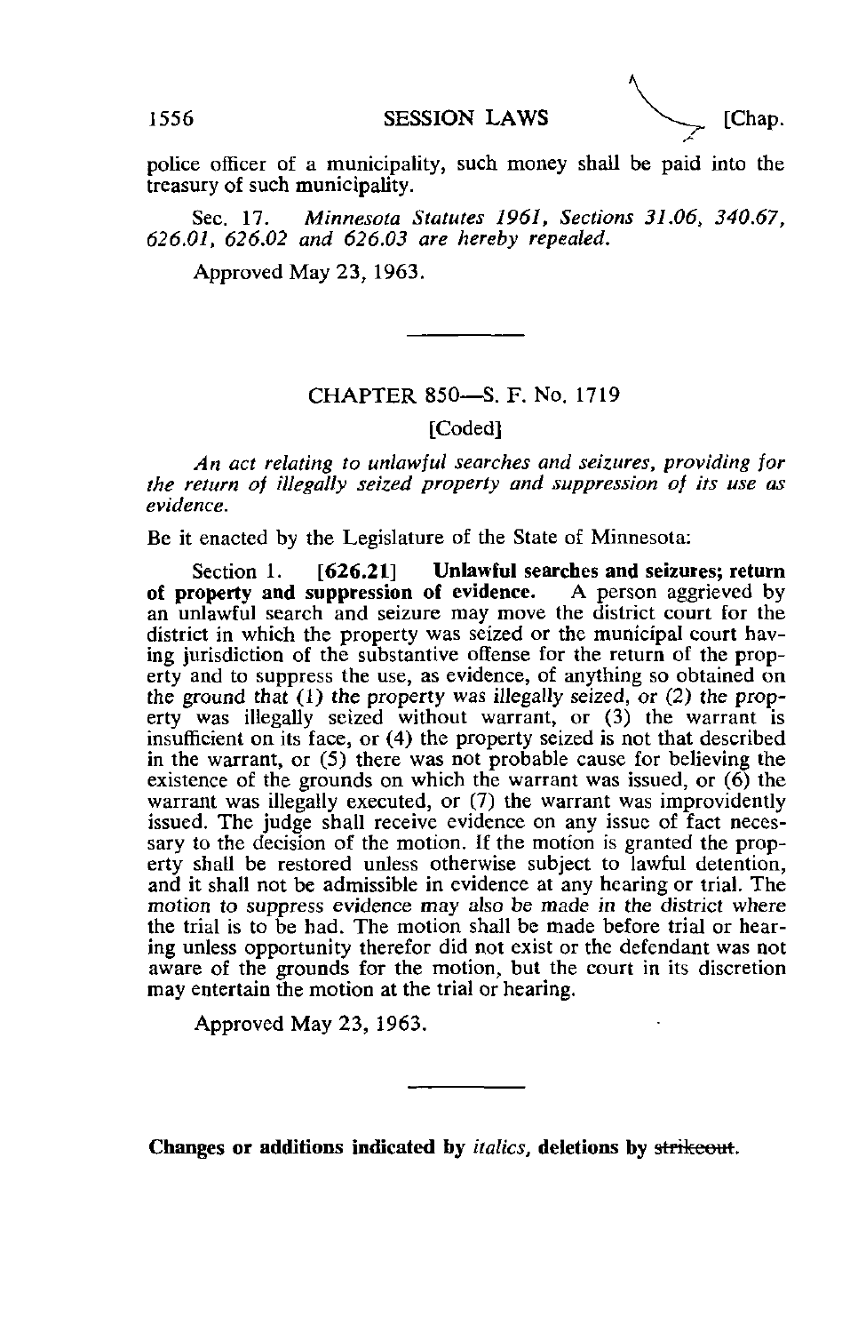police officer of a municipality, such money shall be paid into the treasury of such municipality.

Sec. 17. *Minnesota Statutes 1961, Sections 31.06, 340.67, 626.01, 626.02 and 626.03 are hereby repealed.*

Approved May 23, 1963.

---

## CHAPTER 850—S. F. No. 1719

[Coded]

*An act relating to unlawful searches and seizures, providing for the return of illegally seized property and suppression of its use as evidence.*

Be it enacted by the Legislature of the State of Minnesota:

Section 1. **[626.21] Unlawful searches and seizures; return of property and suppression of evidence.** A person aggrieved by an unlawful search and seizure may move the district court for the district in which the property was seized or the municipal court having jurisdiction of the substantive offense for the return of the property and to suppress the use, as evidence, of anything so obtained on the ground that (1) the property was illegally seized, or (2) the property was illegally seized without warrant, or (3) the warrant is insufficient on its face, or (4) the property seized is not that described in the warrant, or (5) there was not probable cause for believing the existence of the grounds on which the warrant was issued, or (6) the warrant was illegally executed, or (7) the warrant was improvidently issued. The judge shall receive evidence on any issue of fact necessary to the decision of the motion. If the motion is granted the property shall be restored unless otherwise subject to lawful detention, and it shall not be admissible in evidence at any hearing or trial. The *motion to suppress evidence may also be made in the district where* the trial is to be had. The motion shall be made before trial or hearing unless opportunity therefor did not exist or the defendant was not aware of the grounds for the motion, but the court in its discretion may entertain the motion at the trial or hearing.

Approved May 23, 1963.

---

**Changes or additions indicated by *italics*, deletions by ~~strikeout~~.**